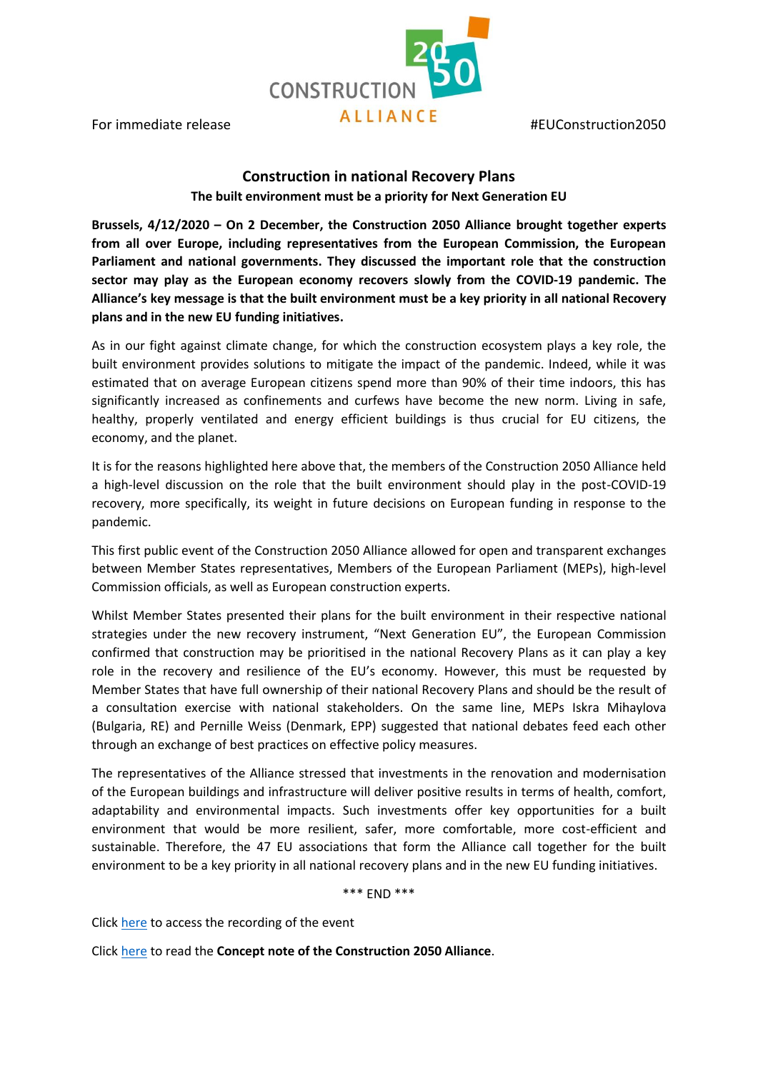For immediate release #EUConstruction2050

## Construction in national Recovery Plans

### The built environment must be a priority for Next Generation EU

**Brussels, 4/12/2020 – On 2 December, the Construction 2050 Alliance brought together experts from all over Europe, including representatives from the European Commission, the European Parliament and national governments. They discussed the important role that the construction sector may play as the European economy recovers slowly from the COVID-19 pandemic. The Alliance's key message is that the built environment must be a key priority in all national Recovery plans and in the new EU funding initiatives.**

As in our fight against climate change, for which the construction ecosystem plays a key role, the built environment provides solutions to mitigate the impact of the pandemic. Indeed, while it was estimated that on average European citizens spend more than 90% of their time indoors, this has significantly increased as confinements and curfews have become the new norm. Living in safe, healthy, properly ventilated and energy efficient buildings is thus crucial for EU citizens, the economy, and the planet.

It is for the reasons highlighted here above that, the members of the Construction 2050 Alliance held a high-level discussion on the role that the built environment should play in the post-COVID-19 recovery, more specifically, its weight in future decisions on European funding in response to the pandemic.

This first public event of the Construction 2050 Alliance allowed for open and transparent exchanges between Member States representatives, Members of the European Parliament (MEPs), high-level Commission officials, as well as European construction experts.

Whilst Member States presented their plans for the built environment in their respective national strategies under the new recovery instrument, "Next Generation EU", the European Commission confirmed that construction may be prioritised in the national Recovery Plans as it can play a key role in the recovery and resilience of the EU's economy. However, this must be requested by Member States that have full ownership of their national Recovery Plans and should be the result of a consultation exercise with national stakeholders. On the same line, MEPs Iskra Mihaylova (Bulgaria, RE) and Pernille Weiss (Denmark, EPP) suggested that national debates feed each other through an exchange of best practices on effective policy measures.

The representatives of the Alliance stressed that investments in the renovation and modernisation of the European buildings and infrastructure will deliver positive results in terms of health, comfort, adaptability and environmental impacts. Such investments offer key opportunities for a built environment that would be more resilient, safer, more comfortable, more cost-efficient and sustainable. Therefore, the 47 EU associations that form the Alliance call together for the built environment to be a key priority in all national recovery plans and in the new EU funding initiatives.

*** END ***

Click here to access the recording of the event

Click here to read the **Concept note of the Construction 2050 Alliance**.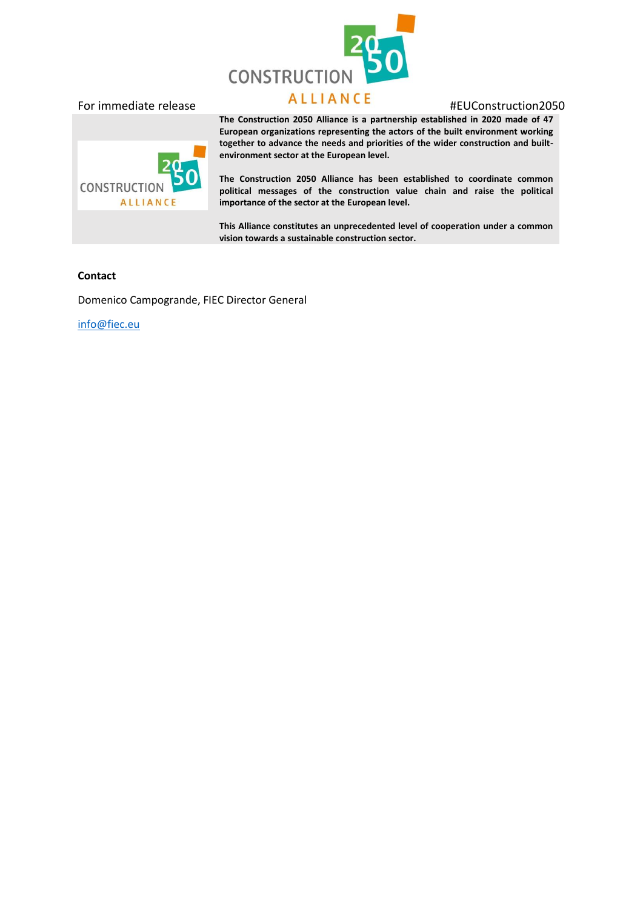For immediate release #EUConstruction2050

**The Construction 2050 Alliance is a partnership established in 2020 made of 47 European organizations representing the actors of the built environment working together to advance the needs and priorities of the wider construction and built-environment sector at the European level.**

**The Construction 2050 Alliance has been established to coordinate common political messages of the construction value chain and raise the political importance of the sector at the European level.**

**This Alliance constitutes an unprecedented level of cooperation under a common vision towards a sustainable construction sector.**

**Contact**

Domenico Campogrande, FIEC Director General

info@fiec.eu